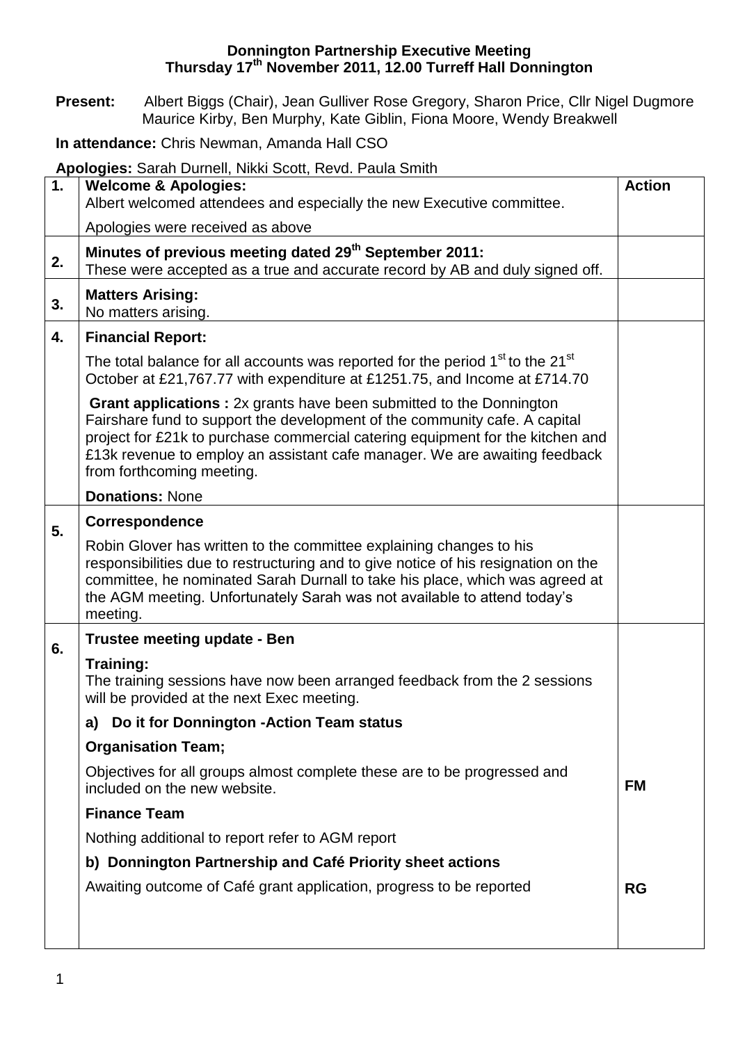**Donnington Partnership Executive Meeting**
**Thursday 17th November 2011, 12.00 Turreff Hall Donnington**

**Present:** Albert Biggs (Chair), Jean Gulliver Rose Gregory, Sharon Price, Cllr Nigel Dugmore Maurice Kirby, Ben Murphy, Kate Giblin, Fiona Moore, Wendy Breakwell

**In attendance:** Chris Newman, Amanda Hall CSO

**Apologies:** Sarah Durnell, Nikki Scott, Revd. Paula Smith

| | | **Action** |
|---|---|---|
| **1.** | **Welcome & Apologies:** Albert welcomed attendees and especially the new Executive committee. | |
| | Apologies were received as above | |
| **2.** | **Minutes of previous meeting dated 29th September 2011:** These were accepted as a true and accurate record by AB and duly signed off. | |
| **3.** | **Matters Arising:** No matters arising. | |
| **4.** | **Financial Report:** | |
| | The total balance for all accounts was reported for the period 1st to the 21st October at £21,767.77 with expenditure at £1251.75, and Income at £714.70 | |
| | **Grant applications :** 2x grants have been submitted to the Donnington Fairshare fund to support the development of the community cafe. A capital project for £21k to purchase commercial catering equipment for the kitchen and £13k revenue to employ an assistant cafe manager. We are awaiting feedback from forthcoming meeting. | |
| | **Donations:** None | |
| **5.** | **Correspondence** | |
| | Robin Glover has written to the committee explaining changes to his responsibilities due to restructuring and to give notice of his resignation on the committee, he nominated Sarah Durnall to take his place, which was agreed at the AGM meeting. Unfortunately Sarah was not available to attend today's meeting. | |
| **6.** | **Trustee meeting update - Ben** | |
| | **Training:** The training sessions have now been arranged feedback from the 2 sessions will be provided at the next Exec meeting. | |
| | **a) Do it for Donnington -Action Team status** | |
| | **Organisation Team;** | |
| | Objectives for all groups almost complete these are to be progressed and included on the new website. | **FM** |
| | **Finance Team** | |
| | Nothing additional to report refer to AGM report | |
| | **b) Donnington Partnership and Café Priority sheet actions** | |
| | Awaiting outcome of Café grant application, progress to be reported | **RG** |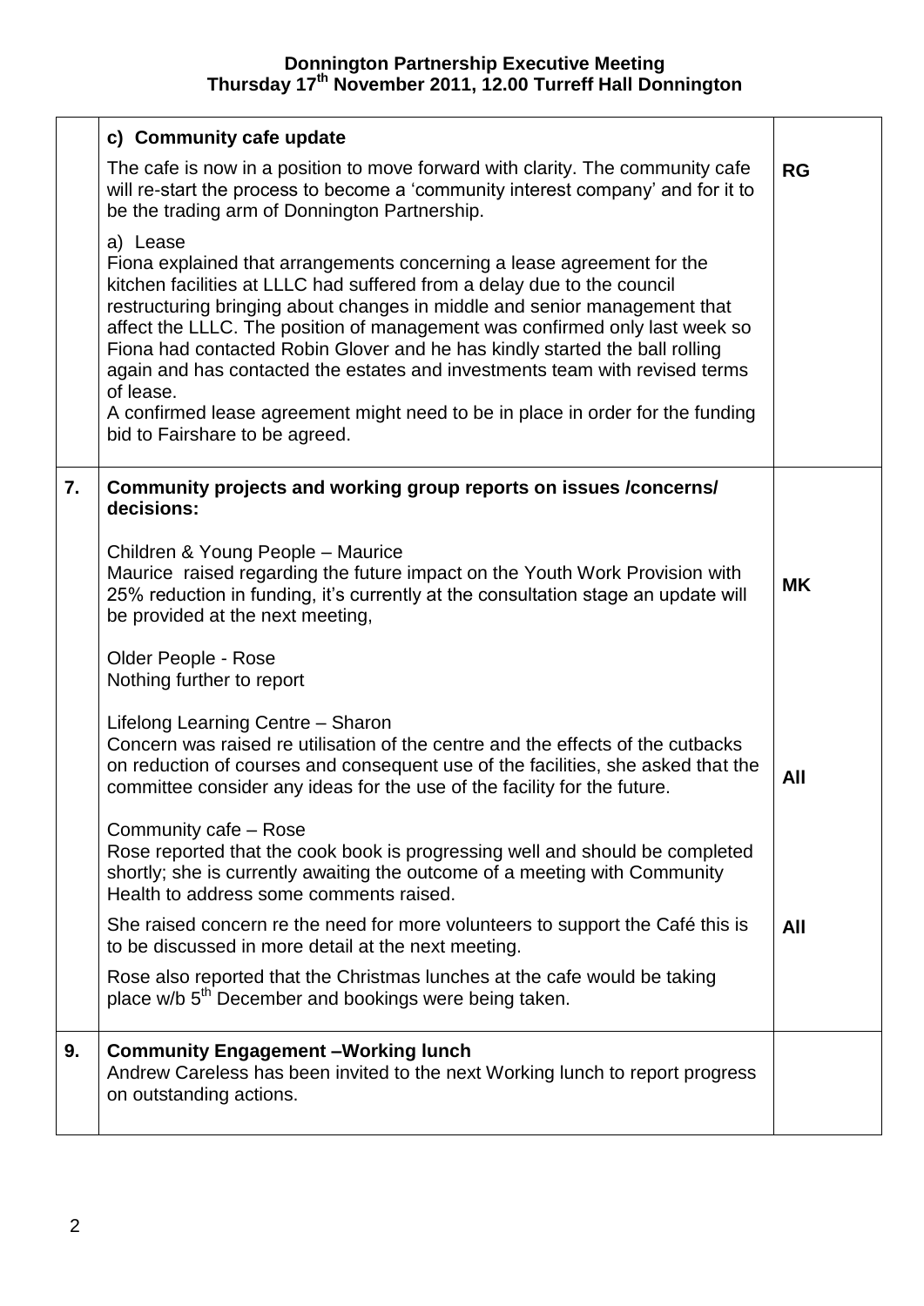**Donnington Partnership Executive Meeting**
**Thursday 17th November 2011, 12.00 Turreff Hall Donnington**

| | | |
|---|---|---|
| | **c) Community cafe update**<br><br>The cafe is now in a position to move forward with clarity. The community cafe will re-start the process to become a 'community interest company' and for it to be the trading arm of Donnington Partnership.<br><br>a) Lease<br>Fiona explained that arrangements concerning a lease agreement for the kitchen facilities at LLLC had suffered from a delay due to the council restructuring bringing about changes in middle and senior management that affect the LLLC. The position of management was confirmed only last week so Fiona had contacted Robin Glover and he has kindly started the ball rolling again and has contacted the estates and investments team with revised terms of lease.<br>A confirmed lease agreement might need to be in place in order for the funding bid to Fairshare to be agreed. | **RG** |
| **7.** | **Community projects and working group reports on issues /concerns/ decisions:**<br><br>Children & Young People – Maurice<br>Maurice raised regarding the future impact on the Youth Work Provision with 25% reduction in funding, it's currently at the consultation stage an update will be provided at the next meeting,<br><br>Older People - Rose<br>Nothing further to report<br><br>Lifelong Learning Centre – Sharon<br>Concern was raised re utilisation of the centre and the effects of the cutbacks on reduction of courses and consequent use of the facilities, she asked that the committee consider any ideas for the use of the facility for the future.<br><br>Community cafe – Rose<br>Rose reported that the cook book is progressing well and should be completed shortly; she is currently awaiting the outcome of a meeting with Community Health to address some comments raised.<br><br>She raised concern re the need for more volunteers to support the Café this is to be discussed in more detail at the next meeting.<br><br>Rose also reported that the Christmas lunches at the cafe would be taking place w/b 5th December and bookings were being taken. | **MK**<br><br>**All**<br><br>**All** |
| **9.** | **Community Engagement –Working lunch**<br>Andrew Careless has been invited to the next Working lunch to report progress on outstanding actions. | |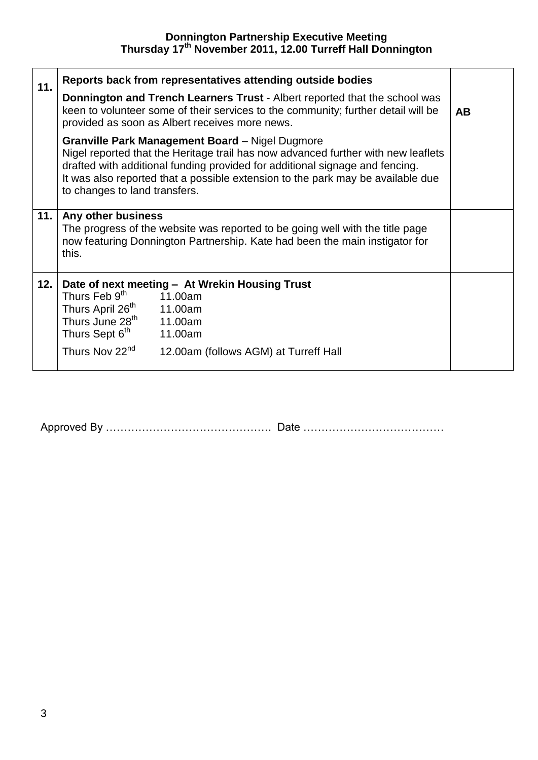**Donnington Partnership Executive Meeting**
**Thursday 17th November 2011, 12.00 Turreff Hall Donnington**

| | | |
|---|---|---|
| **11.** | **Reports back from representatives attending outside bodies**<br>**Donnington and Trench Learners Trust** - Albert reported that the school was keen to volunteer some of their services to the community; further detail will be provided as soon as Albert receives more news.<br>**Granville Park Management Board** – Nigel Dugmore<br>Nigel reported that the Heritage trail has now advanced further with new leaflets drafted with additional funding provided for additional signage and fencing.<br>It was also reported that a possible extension to the park may be available due to changes to land transfers. | **AB** |
| **11.** | **Any other business**<br>The progress of the website was reported to be going well with the title page now featuring Donnington Partnership. Kate had been the main instigator for this. | |
| **12.** | **Date of next meeting – At Wrekin Housing Trust**<br>Thurs Feb 9th 11.00am<br>Thurs April 26th 11.00am<br>Thurs June 28th 11.00am<br>Thurs Sept 6th 11.00am<br>Thurs Nov 22nd 12.00am (follows AGM) at Turreff Hall | |

Approved By ……………………………………… Date …………………………………